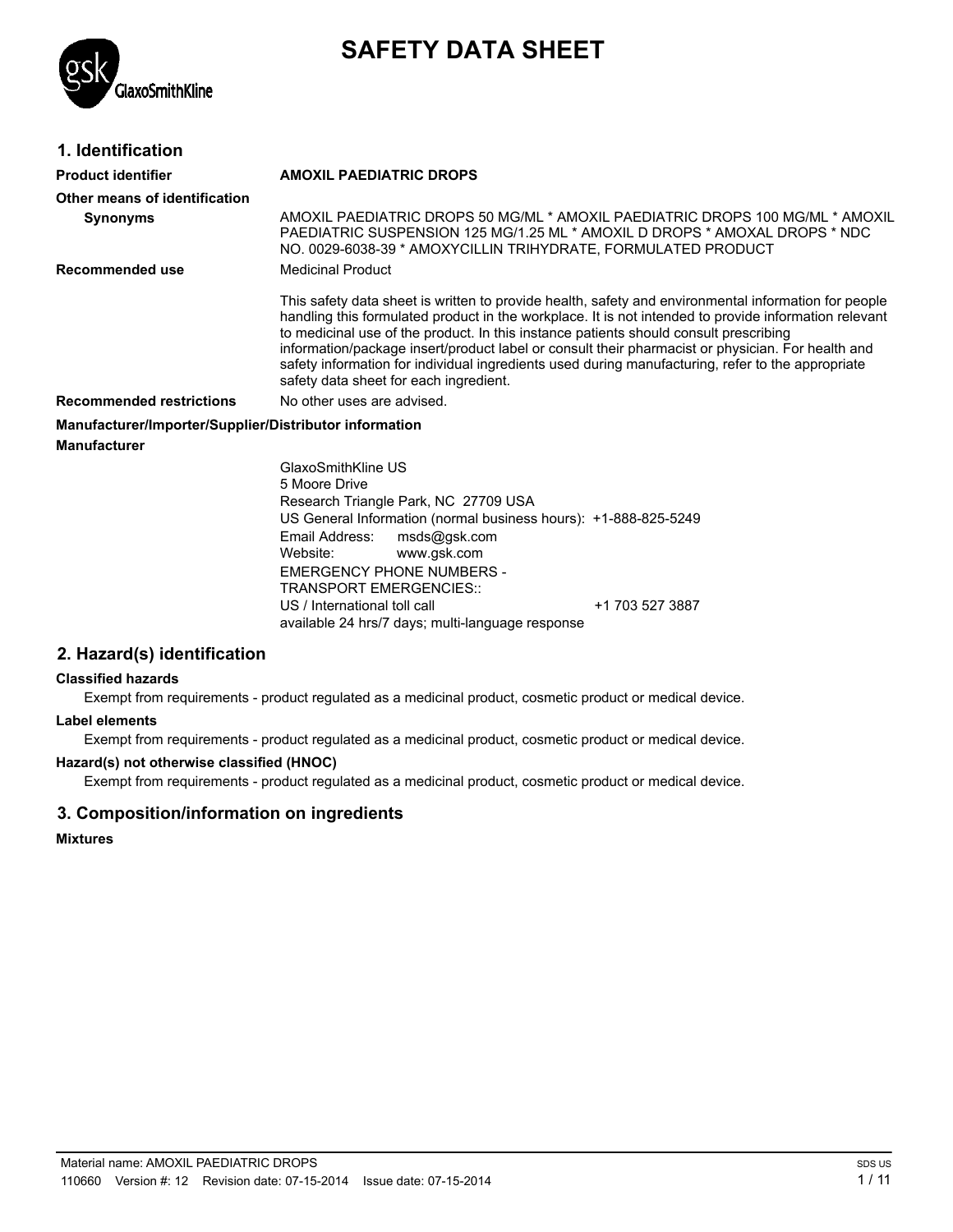# SAFETY DATA SHEET

## 1. Identification

**Product identifier** **AMOXIL PAEDIATRIC DROPS**

**Other means of identification**

**Synonyms** AMOXIL PAEDIATRIC DROPS 50 MG/ML * AMOXIL PAEDIATRIC DROPS 100 MG/ML * AMOXIL PAEDIATRIC SUSPENSION 125 MG/1.25 ML * AMOXIL D DROPS * AMOXAL DROPS * NDC NO. 0029-6038-39 * AMOXYCILLIN TRIHYDRATE, FORMULATED PRODUCT

**Recommended use** Medicinal Product

This safety data sheet is written to provide health, safety and environmental information for people handling this formulated product in the workplace. It is not intended to provide information relevant to medicinal use of the product. In this instance patients should consult prescribing information/package insert/product label or consult their pharmacist or physician. For health and safety information for individual ingredients used during manufacturing, refer to the appropriate safety data sheet for each ingredient.

**Recommended restrictions** No other uses are advised.

**Manufacturer/Importer/Supplier/Distributor information**

**Manufacturer**

GlaxoSmithKline US
5 Moore Drive
Research Triangle Park, NC 27709 USA
US General Information (normal business hours): +1-888-825-5249
Email Address: msds@gsk.com
Website: www.gsk.com
EMERGENCY PHONE NUMBERS -
TRANSPORT EMERGENCIES::
US / International toll call +1 703 527 3887
available 24 hrs/7 days; multi-language response

## 2. Hazard(s) identification

**Classified hazards**

Exempt from requirements - product regulated as a medicinal product, cosmetic product or medical device.

**Label elements**

Exempt from requirements - product regulated as a medicinal product, cosmetic product or medical device.

**Hazard(s) not otherwise classified (HNOC)**

Exempt from requirements - product regulated as a medicinal product, cosmetic product or medical device.

## 3. Composition/information on ingredients

**Mixtures**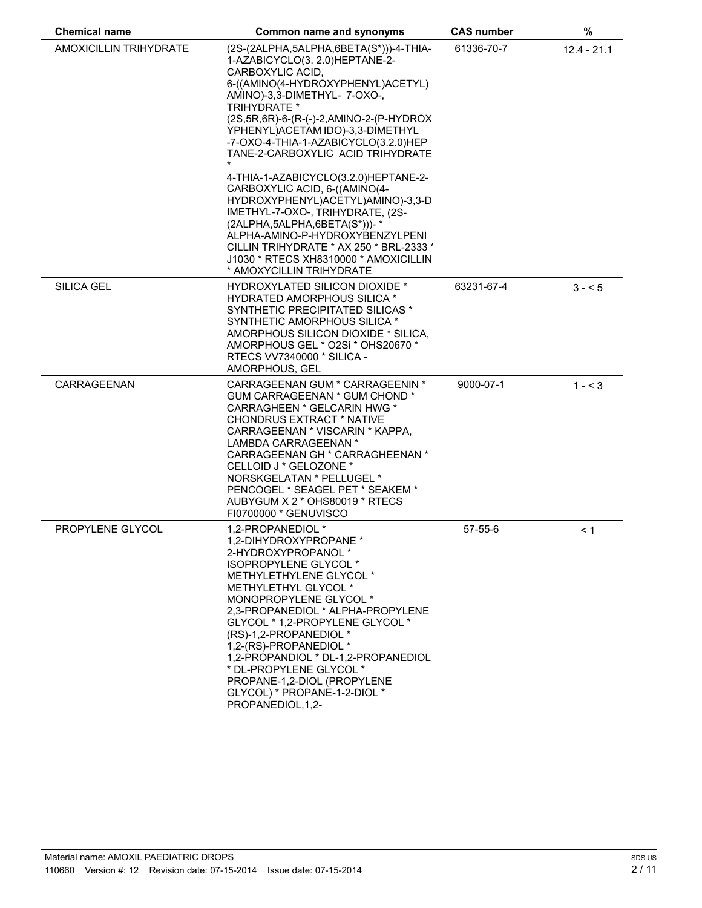| Chemical name | Common name and synonyms | CAS number | % |
|---|---|---|---|
| AMOXICILLIN TRIHYDRATE | (2S-(2ALPHA,5ALPHA,6BETA(S*)))-4-THIA-1-AZABICYCLO(3. 2.0)HEPTANE-2-CARBOXYLIC ACID, 6-((AMINO(4-HYDROXYPHENYL)ACETYL) AMINO)-3,3-DIMETHYL- 7-OXO-, TRIHYDRATE * (2S,5R,6R)-6-(R-(-)-2,AMINO-2-(P-HYDROXYPHENYL)ACETAM IDO)-3,3-DIMETHYL -7-OXO-4-THIA-1-AZABICYCLO(3.2.0)HEPTANE-2-CARBOXYLIC ACID TRIHYDRATE * 4-THIA-1-AZABICYCLO(3.2.0)HEPTANE-2-CARBOXYLIC ACID, 6-((AMINO(4-HYDROXYPHENYL)ACETYL)AMINO)-3,3-DIMETHYL-7-OXO-, TRIHYDRATE, (2S-(2ALPHA,5ALPHA,6BETA(S*)))- * ALPHA-AMINO-P-HYDROXYBENZYLPENICILLIN TRIHYDRATE * AX 250 * BRL-2333 * J1030 * RTECS XH8310000 * AMOXICILLIN * AMOXYCILLIN TRIHYDRATE | 61336-70-7 | 12.4 - 21.1 |
| SILICA GEL | HYDROXYLATED SILICON DIOXIDE * HYDRATED AMORPHOUS SILICA * SYNTHETIC PRECIPITATED SILICAS * SYNTHETIC AMORPHOUS SILICA * AMORPHOUS SILICON DIOXIDE * SILICA, AMORPHOUS GEL * O2Si * OHS20670 * RTECS VV7340000 * SILICA - AMORPHOUS, GEL | 63231-67-4 | 3 - < 5 |
| CARRAGEENAN | CARRAGEENAN GUM * CARRAGEENIN * GUM CARRAGEENAN * GUM CHOND * CARRAGHEEN * GELCARIN HWG * CHONDRUS EXTRACT * NATIVE CARRAGEENAN * VISCARIN * KAPPA, LAMBDA CARRAGEENAN * CARRAGEENAN GH * CARRAGHEENAN * CELLOID J * GELOZONE * NORSKGELATAN * PELLUGEL * PENCOGEL * SEAGEL PET * SEAKEM * AUBYGUM X 2 * OHS80019 * RTECS FI0700000 * GENUVISCO | 9000-07-1 | 1 - < 3 |
| PROPYLENE GLYCOL | 1,2-PROPANEDIOL * 1,2-DIHYDROXYPROPANE * 2-HYDROXYPROPANOL * ISOPROPYLENE GLYCOL * METHYLETHYLENE GLYCOL * METHYLETHYL GLYCOL * MONOPROPYLENE GLYCOL * 2,3-PROPANEDIOL * ALPHA-PROPYLENE GLYCOL * 1,2-PROPYLENE GLYCOL * (RS)-1,2-PROPANEDIOL * 1,2-(RS)-PROPANEDIOL * 1,2-PROPANDIOL * DL-1,2-PROPANEDIOL * DL-PROPYLENE GLYCOL * PROPANE-1,2-DIOL (PROPYLENE GLYCOL) * PROPANE-1-2-DIOL * PROPANEDIOL,1,2- | 57-55-6 | < 1 |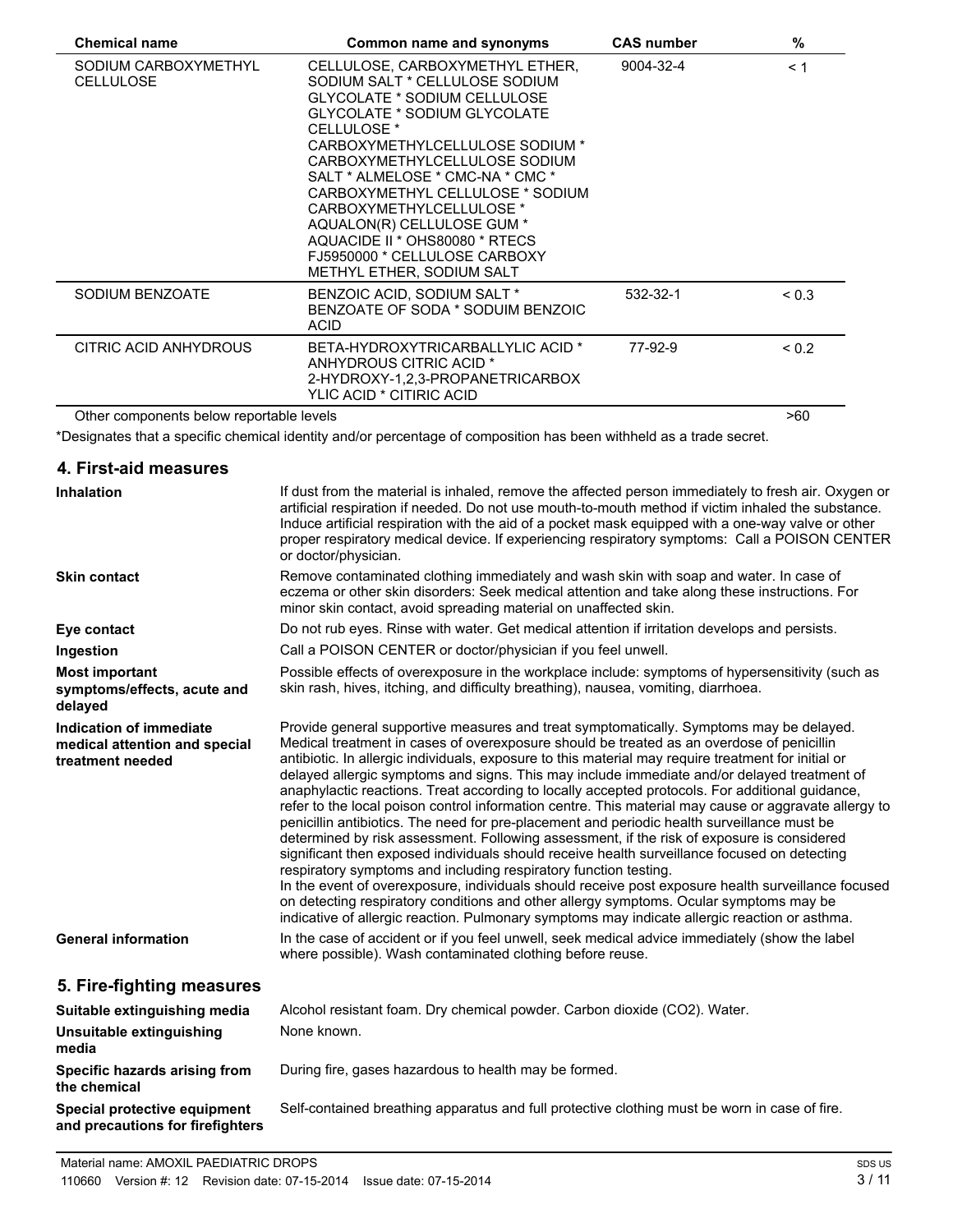| Chemical name | Common name and synonyms | CAS number | % |
| --- | --- | --- | --- |
| SODIUM CARBOXYMETHYL CELLULOSE | CELLULOSE, CARBOXYMETHYL ETHER, SODIUM SALT * CELLULOSE SODIUM GLYCOLATE * SODIUM CELLULOSE GLYCOLATE * SODIUM GLYCOLATE CELLULOSE * CARBOXYMETHYLCELLULOSE SODIUM * CARBOXYMETHYLCELLULOSE SODIUM SALT * ALMELOSE * CMC-NA * CMC * CARBOXYMETHYL CELLULOSE * SODIUM CARBOXYMETHYLCELLULOSE * AQUALON(R) CELLULOSE GUM * AQUACIDE II * OHS80080 * RTECS FJ5950000 * CELLULOSE CARBOXY METHYL ETHER, SODIUM SALT | 9004-32-4 | < 1 |
| SODIUM BENZOATE | BENZOIC ACID, SODIUM SALT * BENZOATE OF SODA * SODUIM BENZOIC ACID | 532-32-1 | < 0.3 |
| CITRIC ACID ANHYDROUS | BETA-HYDROXYTRICARBALLYLIC ACID * ANHYDROUS CITRIC ACID * 2-HYDROXY-1,2,3-PROPANETRICARBOX YLIC ACID * CITIRIC ACID | 77-92-9 | < 0.2 |
| Other components below reportable levels | | | >60 |

*Designates that a specific chemical identity and/or percentage of composition has been withheld as a trade secret.

## 4. First-aid measures

**Inhalation** If dust from the material is inhaled, remove the affected person immediately to fresh air. Oxygen or artificial respiration if needed. Do not use mouth-to-mouth method if victim inhaled the substance. Induce artificial respiration with the aid of a pocket mask equipped with a one-way valve or other proper respiratory medical device. If experiencing respiratory symptoms: Call a POISON CENTER or doctor/physician.

**Skin contact** Remove contaminated clothing immediately and wash skin with soap and water. In case of eczema or other skin disorders: Seek medical attention and take along these instructions. For minor skin contact, avoid spreading material on unaffected skin.

**Eye contact** Do not rub eyes. Rinse with water. Get medical attention if irritation develops and persists.

**Ingestion** Call a POISON CENTER or doctor/physician if you feel unwell.

**Most important symptoms/effects, acute and delayed** Possible effects of overexposure in the workplace include: symptoms of hypersensitivity (such as skin rash, hives, itching, and difficulty breathing), nausea, vomiting, diarrhoea.

**Indication of immediate medical attention and special treatment needed** Provide general supportive measures and treat symptomatically. Symptoms may be delayed. Medical treatment in cases of overexposure should be treated as an overdose of penicillin antibiotic. In allergic individuals, exposure to this material may require treatment for initial or delayed allergic symptoms and signs. This may include immediate and/or delayed treatment of anaphylactic reactions. Treat according to locally accepted protocols. For additional guidance, refer to the local poison control information centre. This material may cause or aggravate allergy to penicillin antibiotics. The need for pre-placement and periodic health surveillance must be determined by risk assessment. Following assessment, if the risk of exposure is considered significant then exposed individuals should receive health surveillance focused on detecting respiratory symptoms and including respiratory function testing.
In the event of overexposure, individuals should receive post exposure health surveillance focused on detecting respiratory conditions and other allergy symptoms. Ocular symptoms may be indicative of allergic reaction. Pulmonary symptoms may indicate allergic reaction or asthma.

**General information** In the case of accident or if you feel unwell, seek medical advice immediately (show the label where possible). Wash contaminated clothing before reuse.

## 5. Fire-fighting measures

**Suitable extinguishing media** Alcohol resistant foam. Dry chemical powder. Carbon dioxide ($CO_2$). Water.

**Unsuitable extinguishing media** None known.

**Specific hazards arising from the chemical** During fire, gases hazardous to health may be formed.

**Special protective equipment and precautions for firefighters** Self-contained breathing apparatus and full protective clothing must be worn in case of fire.

Material name: AMOXIL PAEDIATRIC DROPS
110660 Version #: 12 Revision date: 07-15-2014 Issue date: 07-15-2014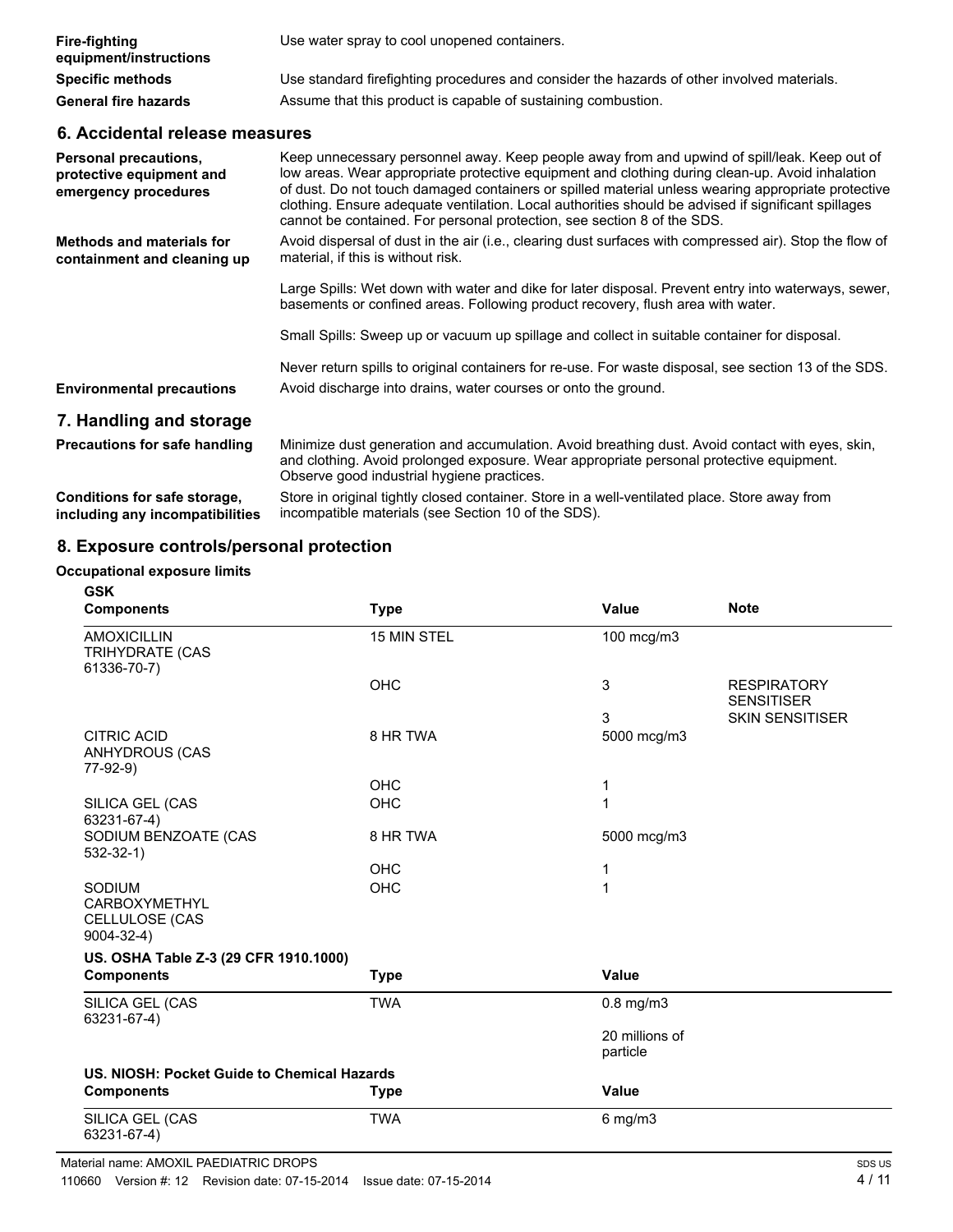**Fire-fighting equipment/instructions** Use water spray to cool unopened containers.

**Specific methods** Use standard firefighting procedures and consider the hazards of other involved materials.

**General fire hazards** Assume that this product is capable of sustaining combustion.

## 6. Accidental release measures

**Personal precautions, protective equipment and emergency procedures** Keep unnecessary personnel away. Keep people away from and upwind of spill/leak. Keep out of low areas. Wear appropriate protective equipment and clothing during clean-up. Avoid inhalation of dust. Do not touch damaged containers or spilled material unless wearing appropriate protective clothing. Ensure adequate ventilation. Local authorities should be advised if significant spillages cannot be contained. For personal protection, see section 8 of the SDS.

**Methods and materials for containment and cleaning up** Avoid dispersal of dust in the air (i.e., clearing dust surfaces with compressed air). Stop the flow of material, if this is without risk.

Large Spills: Wet down with water and dike for later disposal. Prevent entry into waterways, sewer, basements or confined areas. Following product recovery, flush area with water.

Small Spills: Sweep up or vacuum up spillage and collect in suitable container for disposal.

Never return spills to original containers for re-use. For waste disposal, see section 13 of the SDS.

**Environmental precautions** Avoid discharge into drains, water courses or onto the ground.

## 7. Handling and storage

**Precautions for safe handling** Minimize dust generation and accumulation. Avoid breathing dust. Avoid contact with eyes, skin, and clothing. Avoid prolonged exposure. Wear appropriate personal protective equipment. Observe good industrial hygiene practices.

**Conditions for safe storage, including any incompatibilities** Store in original tightly closed container. Store in a well-ventilated place. Store away from incompatible materials (see Section 10 of the SDS).

## 8. Exposure controls/personal protection

**Occupational exposure limits**

**GSK**

| Components | Type | Value | Note |
|---|---|---|---|
| AMOXICILLIN TRIHYDRATE (CAS 61336-70-7) | 15 MIN STEL | 100 mcg/m3 | |
| | OHC | 3 | RESPIRATORY SENSITISER |
| | | 3 | SKIN SENSITISER |
| CITRIC ACID ANHYDROUS (CAS 77-92-9) | 8 HR TWA | 5000 mcg/m3 | |
| | OHC | 1 | |
| SILICA GEL (CAS 63231-67-4) | OHC | 1 | |
| SODIUM BENZOATE (CAS 532-32-1) | 8 HR TWA | 5000 mcg/m3 | |
| | OHC | 1 | |
| SODIUM CARBOXYMETHYL CELLULOSE (CAS 9004-32-4) | OHC | 1 | |

**US. OSHA Table Z-3 (29 CFR 1910.1000)**

| Components | Type | Value |
|---|---|---|
| SILICA GEL (CAS 63231-67-4) | TWA | 0.8 mg/m3 |
| | | 20 millions of particle |

**US. NIOSH: Pocket Guide to Chemical Hazards**

| Components | Type | Value |
|---|---|---|
| SILICA GEL (CAS 63231-67-4) | TWA | 6 mg/m3 |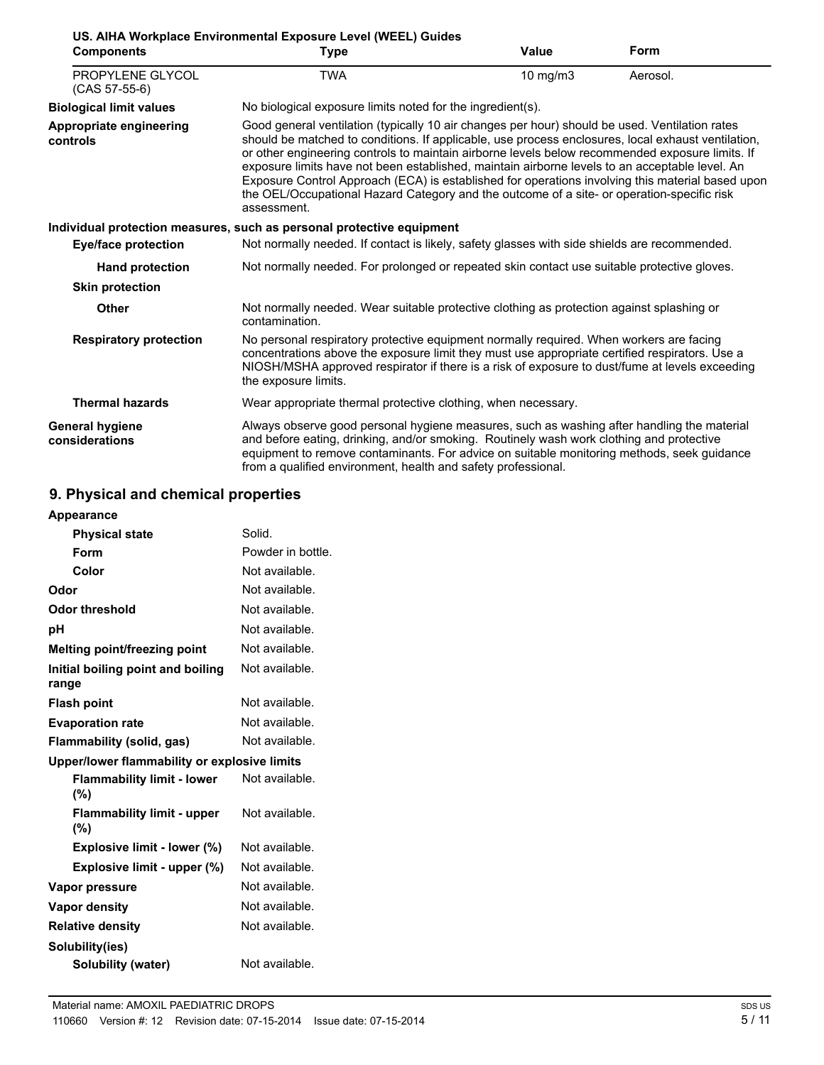**US. AIHA Workplace Environmental Exposure Level (WEEL) Guides**

| Components | Type | Value | Form |
|---|---|---|---|
| PROPYLENE GLYCOL (CAS 57-55-6) | TWA | 10 mg/m3 | Aerosol. |

**Biological limit values**
No biological exposure limits noted for the ingredient(s).

**Appropriate engineering controls**
Good general ventilation (typically 10 air changes per hour) should be used. Ventilation rates should be matched to conditions. If applicable, use process enclosures, local exhaust ventilation, or other engineering controls to maintain airborne levels below recommended exposure limits. If exposure limits have not been established, maintain airborne levels to an acceptable level. An Exposure Control Approach (ECA) is established for operations involving this material based upon the OEL/Occupational Hazard Category and the outcome of a site- or operation-specific risk assessment.

**Individual protection measures, such as personal protective equipment**

**Eye/face protection**
Not normally needed. If contact is likely, safety glasses with side shields are recommended.

**Hand protection**
Not normally needed. For prolonged or repeated skin contact use suitable protective gloves.

**Skin protection**

**Other**
Not normally needed. Wear suitable protective clothing as protection against splashing or contamination.

**Respiratory protection**
No personal respiratory protective equipment normally required. When workers are facing concentrations above the exposure limit they must use appropriate certified respirators. Use a NIOSH/MSHA approved respirator if there is a risk of exposure to dust/fume at levels exceeding the exposure limits.

**Thermal hazards**
Wear appropriate thermal protective clothing, when necessary.

**General hygiene considerations**
Always observe good personal hygiene measures, such as washing after handling the material and before eating, drinking, and/or smoking. Routinely wash work clothing and protective equipment to remove contaminants. For advice on suitable monitoring methods, seek guidance from a qualified environment, health and safety professional.

## 9. Physical and chemical properties

**Appearance**

| | |
|---|---|
| **Physical state** | Solid. |
| **Form** | Powder in bottle. |
| **Color** | Not available. |
| **Odor** | Not available. |
| **Odor threshold** | Not available. |
| **pH** | Not available. |
| **Melting point/freezing point** | Not available. |
| **Initial boiling point and boiling range** | Not available. |
| **Flash point** | Not available. |
| **Evaporation rate** | Not available. |
| **Flammability (solid, gas)** | Not available. |

**Upper/lower flammability or explosive limits**

| | |
|---|---|
| **Flammability limit - lower (%)** | Not available. |
| **Flammability limit - upper (%)** | Not available. |
| **Explosive limit - lower (%)** | Not available. |
| **Explosive limit - upper (%)** | Not available. |
| **Vapor pressure** | Not available. |
| **Vapor density** | Not available. |
| **Relative density** | Not available. |

**Solubility(ies)**

| | |
|---|---|
| **Solubility (water)** | Not available. |

Material name: AMOXIL PAEDIATRIC DROPS
110660 Version #: 12 Revision date: 07-15-2014 Issue date: 07-15-2014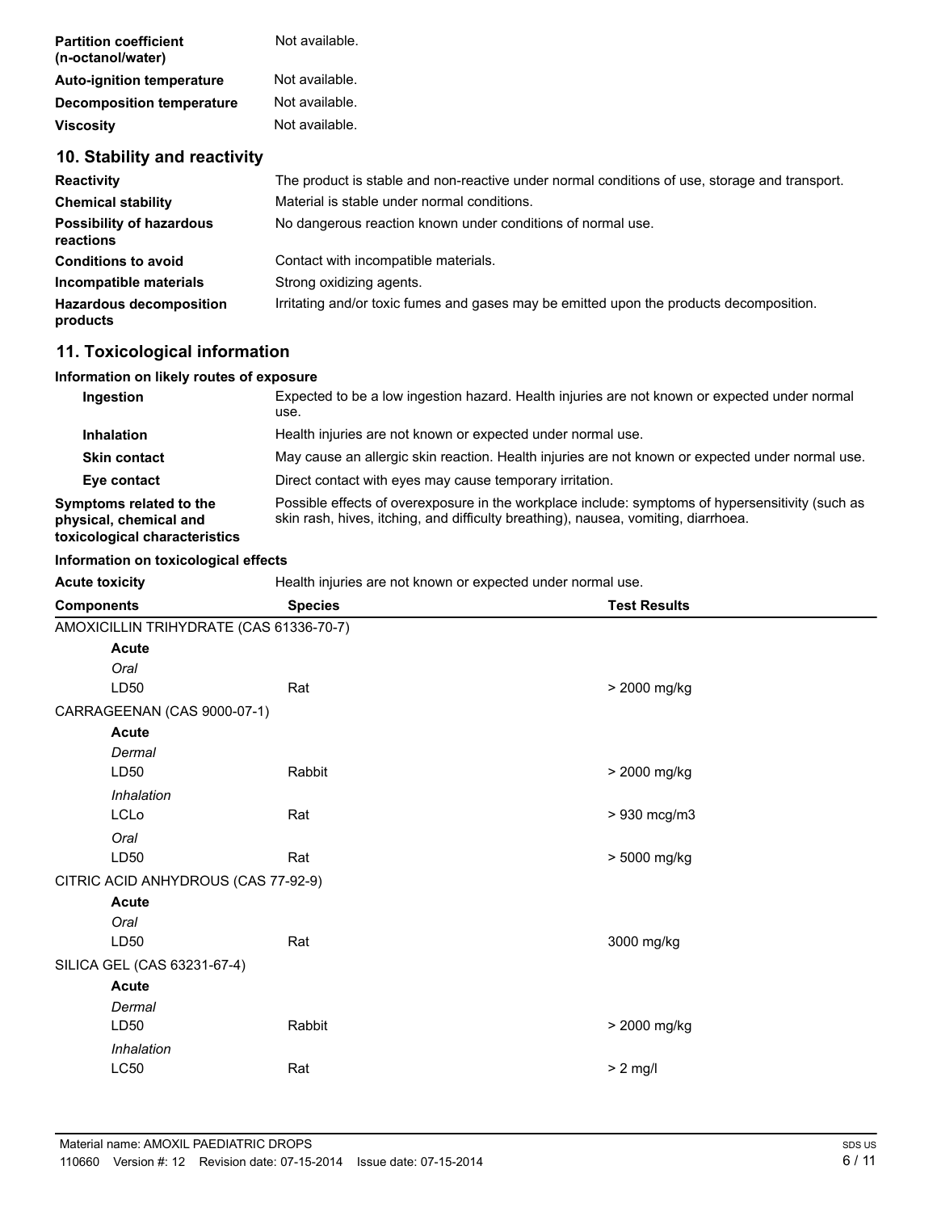| | |
|---|---|
| **Partition coefficient (n-octanol/water)** | Not available. |
| **Auto-ignition temperature** | Not available. |
| **Decomposition temperature** | Not available. |
| **Viscosity** | Not available. |

## 10. Stability and reactivity

| | |
|---|---|
| **Reactivity** | The product is stable and non-reactive under normal conditions of use, storage and transport. |
| **Chemical stability** | Material is stable under normal conditions. |
| **Possibility of hazardous reactions** | No dangerous reaction known under conditions of normal use. |
| **Conditions to avoid** | Contact with incompatible materials. |
| **Incompatible materials** | Strong oxidizing agents. |
| **Hazardous decomposition products** | Irritating and/or toxic fumes and gases may be emitted upon the products decomposition. |

## 11. Toxicological information

**Information on likely routes of exposure**

| | |
|---|---|
| **Ingestion** | Expected to be a low ingestion hazard. Health injuries are not known or expected under normal use. |
| **Inhalation** | Health injuries are not known or expected under normal use. |
| **Skin contact** | May cause an allergic skin reaction. Health injuries are not known or expected under normal use. |
| **Eye contact** | Direct contact with eyes may cause temporary irritation. |
| **Symptoms related to the physical, chemical and toxicological characteristics** | Possible effects of overexposure in the workplace include: symptoms of hypersensitivity (such as skin rash, hives, itching, and difficulty breathing), nausea, vomiting, diarrhoea. |

**Information on toxicological effects**

**Acute toxicity** Health injuries are not known or expected under normal use.

| Components | Species | Test Results |
|---|---|---|
| AMOXICILLIN TRIHYDRATE (CAS 61336-70-7) | | |
| **Acute** | | |
| *Oral* | | |
| LD50 | Rat | > 2000 mg/kg |
| CARRAGEENAN (CAS 9000-07-1) | | |
| **Acute** | | |
| *Dermal* | | |
| LD50 | Rabbit | > 2000 mg/kg |
| *Inhalation* | | |
| LCLo | Rat | > 930 mcg/m3 |
| *Oral* | | |
| LD50 | Rat | > 5000 mg/kg |
| CITRIC ACID ANHYDROUS (CAS 77-92-9) | | |
| **Acute** | | |
| *Oral* | | |
| LD50 | Rat | 3000 mg/kg |
| SILICA GEL (CAS 63231-67-4) | | |
| **Acute** | | |
| *Dermal* | | |
| LD50 | Rabbit | > 2000 mg/kg |
| *Inhalation* | | |
| LC50 | Rat | > 2 mg/l |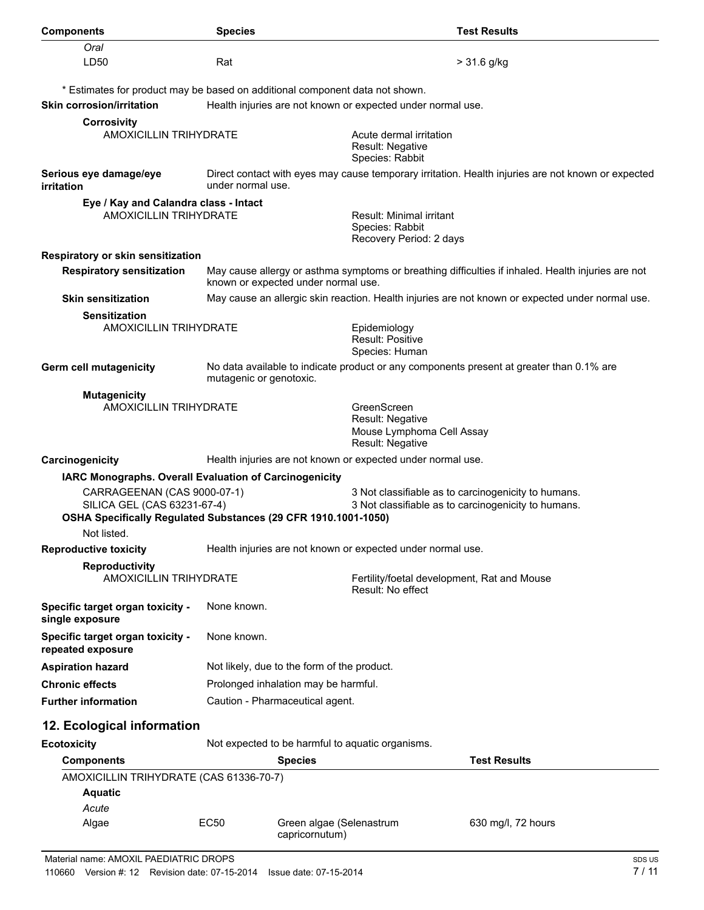| Components | Species | Test Results |
|---|---|---|
| *Oral* | | |
| LD50 | Rat | > 31.6 g/kg |

\* Estimates for product may be based on additional component data not shown.

**Skin corrosion/irritation** Health injuries are not known or expected under normal use.

**Corrosivity**

AMOXICILLIN TRIHYDRATE — Acute dermal irritation; Result: Negative; Species: Rabbit

**Serious eye damage/eye irritation** Direct contact with eyes may cause temporary irritation. Health injuries are not known or expected under normal use.

**Eye / Kay and Calandra class - Intact**

AMOXICILLIN TRIHYDRATE — Result: Minimal irritant; Species: Rabbit; Recovery Period: 2 days

**Respiratory or skin sensitization**

**Respiratory sensitization** May cause allergy or asthma symptoms or breathing difficulties if inhaled. Health injuries are not known or expected under normal use.

**Skin sensitization** May cause an allergic skin reaction. Health injuries are not known or expected under normal use.

**Sensitization**

AMOXICILLIN TRIHYDRATE — Epidemiology; Result: Positive; Species: Human

**Germ cell mutagenicity** No data available to indicate product or any components present at greater than 0.1% are mutagenic or genotoxic.

**Mutagenicity**

AMOXICILLIN TRIHYDRATE — GreenScreen; Result: Negative; Mouse Lymphoma Cell Assay; Result: Negative

**Carcinogenicity** Health injuries are not known or expected under normal use.

**IARC Monographs. Overall Evaluation of Carcinogenicity**

CARRAGEENAN (CAS 9000-07-1) — 3 Not classifiable as to carcinogenicity to humans.

SILICA GEL (CAS 63231-67-4) — 3 Not classifiable as to carcinogenicity to humans.

**OSHA Specifically Regulated Substances (29 CFR 1910.1001-1050)**

Not listed.

**Reproductive toxicity** Health injuries are not known or expected under normal use.

**Reproductivity**

AMOXICILLIN TRIHYDRATE — Fertility/foetal development, Rat and Mouse; Result: No effect

**Specific target organ toxicity - single exposure** None known.

**Specific target organ toxicity - repeated exposure** None known.

**Aspiration hazard** Not likely, due to the form of the product.

**Chronic effects** Prolonged inhalation may be harmful.

**Further information** Caution - Pharmaceutical agent.

## 12. Ecological information

**Ecotoxicity** Not expected to be harmful to aquatic organisms.

| Components | | Species | Test Results |
|---|---|---|---|
| AMOXICILLIN TRIHYDRATE (CAS 61336-70-7) | | | |
| **Aquatic** | | | |
| *Acute* | | | |
| Algae | EC50 | Green algae (Selenastrum capricornutum) | 630 mg/l, 72 hours |

Material name: AMOXIL PAEDIATRIC DROPS

110660 Version #: 12 Revision date: 07-15-2014 Issue date: 07-15-2014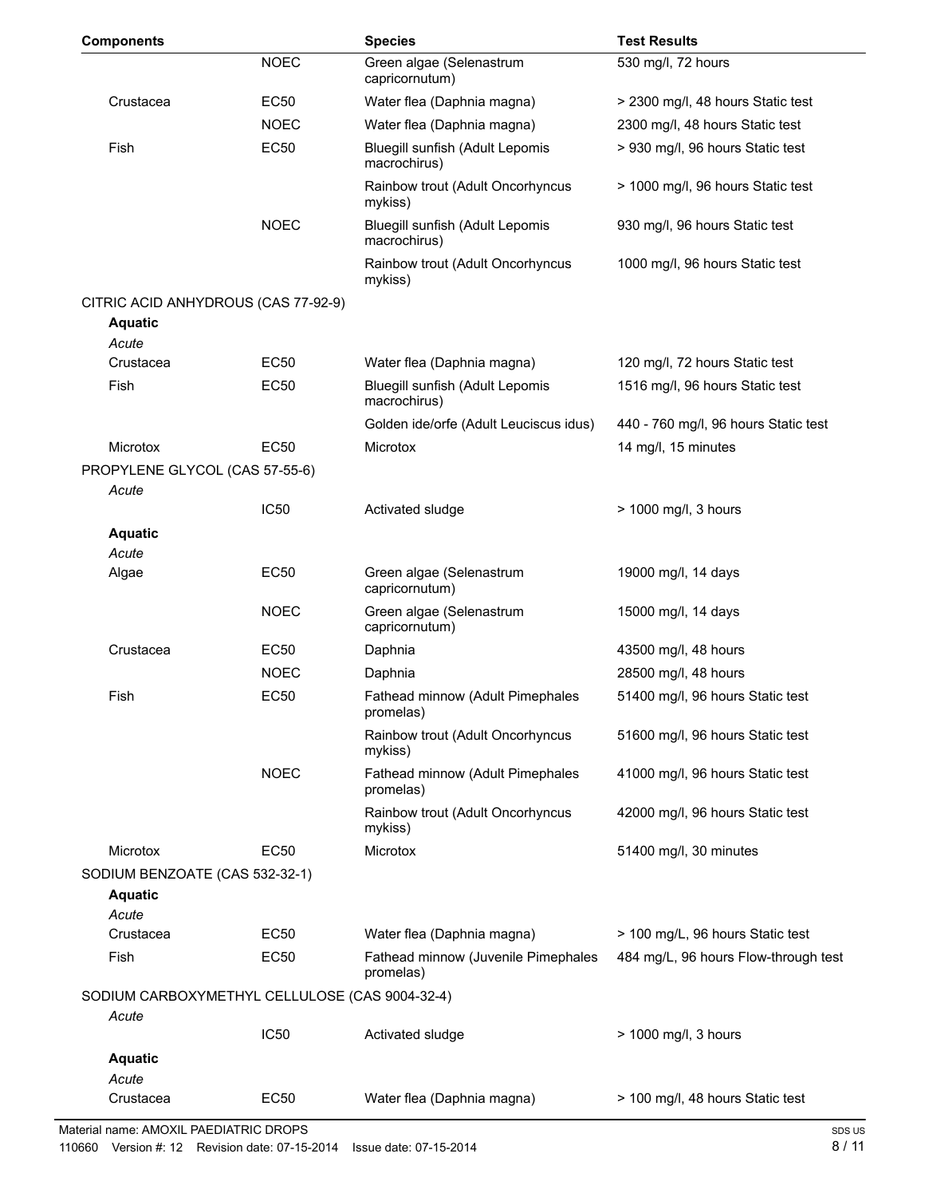| Components | | Species | Test Results |
|---|---|---|---|
| | NOEC | Green algae (Selenastrum capricornutum) | 530 mg/l, 72 hours |
| Crustacea | EC50 | Water flea (Daphnia magna) | > 2300 mg/l, 48 hours Static test |
| | NOEC | Water flea (Daphnia magna) | 2300 mg/l, 48 hours Static test |
| Fish | EC50 | Bluegill sunfish (Adult Lepomis macrochirus) | > 930 mg/l, 96 hours Static test |
| | | Rainbow trout (Adult Oncorhyncus mykiss) | > 1000 mg/l, 96 hours Static test |
| | NOEC | Bluegill sunfish (Adult Lepomis macrochirus) | 930 mg/l, 96 hours Static test |
| | | Rainbow trout (Adult Oncorhyncus mykiss) | 1000 mg/l, 96 hours Static test |
| CITRIC ACID ANHYDROUS (CAS 77-92-9) | | | |
| **Aquatic** | | | |
| *Acute* | | | |
| Crustacea | EC50 | Water flea (Daphnia magna) | 120 mg/l, 72 hours Static test |
| Fish | EC50 | Bluegill sunfish (Adult Lepomis macrochirus) | 1516 mg/l, 96 hours Static test |
| | | Golden ide/orfe (Adult Leuciscus idus) | 440 - 760 mg/l, 96 hours Static test |
| Microtox | EC50 | Microtox | 14 mg/l, 15 minutes |
| PROPYLENE GLYCOL (CAS 57-55-6) | | | |
| *Acute* | | | |
| | IC50 | Activated sludge | > 1000 mg/l, 3 hours |
| **Aquatic** | | | |
| *Acute* | | | |
| Algae | EC50 | Green algae (Selenastrum capricornutum) | 19000 mg/l, 14 days |
| | NOEC | Green algae (Selenastrum capricornutum) | 15000 mg/l, 14 days |
| Crustacea | EC50 | Daphnia | 43500 mg/l, 48 hours |
| | NOEC | Daphnia | 28500 mg/l, 48 hours |
| Fish | EC50 | Fathead minnow (Adult Pimephales promelas) | 51400 mg/l, 96 hours Static test |
| | | Rainbow trout (Adult Oncorhyncus mykiss) | 51600 mg/l, 96 hours Static test |
| | NOEC | Fathead minnow (Adult Pimephales promelas) | 41000 mg/l, 96 hours Static test |
| | | Rainbow trout (Adult Oncorhyncus mykiss) | 42000 mg/l, 96 hours Static test |
| Microtox | EC50 | Microtox | 51400 mg/l, 30 minutes |
| SODIUM BENZOATE (CAS 532-32-1) | | | |
| **Aquatic** | | | |
| *Acute* | | | |
| Crustacea | EC50 | Water flea (Daphnia magna) | > 100 mg/L, 96 hours Static test |
| Fish | EC50 | Fathead minnow (Juvenile Pimephales promelas) | 484 mg/L, 96 hours Flow-through test |
| SODIUM CARBOXYMETHYL CELLULOSE (CAS 9004-32-4) | | | |
| *Acute* | | | |
| | IC50 | Activated sludge | > 1000 mg/l, 3 hours |
| **Aquatic** | | | |
| *Acute* | | | |
| Crustacea | EC50 | Water flea (Daphnia magna) | > 100 mg/l, 48 hours Static test |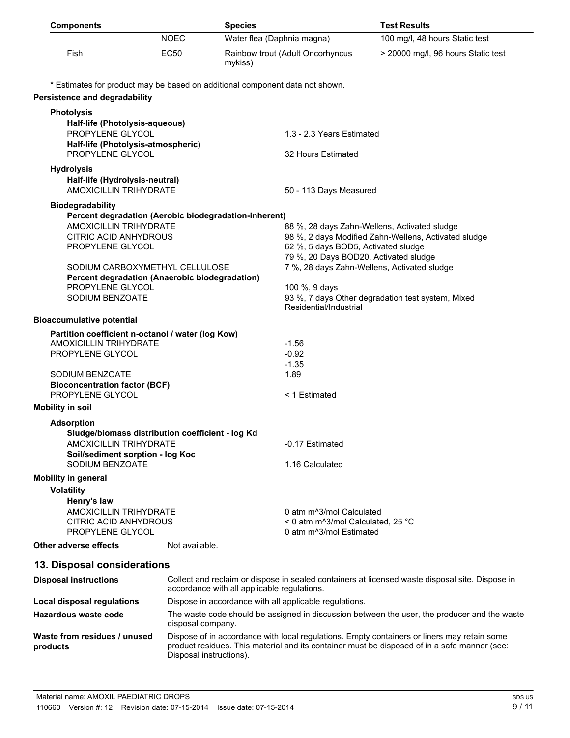| Components | | Species | Test Results |
|---|---|---|---|
| | NOEC | Water flea (Daphnia magna) | 100 mg/l, 48 hours Static test |
| Fish | EC50 | Rainbow trout (Adult Oncorhyncus mykiss) | > 20000 mg/l, 96 hours Static test |

\* Estimates for product may be based on additional component data not shown.

**Persistence and degradability**

**Photolysis**

**Half-life (Photolysis-aqueous)**

| | |
|---|---|
| PROPYLENE GLYCOL | 1.3 - 2.3 Years Estimated |

**Half-life (Photolysis-atmospheric)**

| | |
|---|---|
| PROPYLENE GLYCOL | 32 Hours Estimated |

**Hydrolysis**

**Half-life (Hydrolysis-neutral)**

| | |
|---|---|
| AMOXICILLIN TRIHYDRATE | 50 - 113 Days Measured |

**Biodegradability**

**Percent degradation (Aerobic biodegradation-inherent)**

| | |
|---|---|
| AMOXICILLIN TRIHYDRATE | 88 %, 28 days Zahn-Wellens, Activated sludge |
| CITRIC ACID ANHYDROUS | 98 %, 2 days Modified Zahn-Wellens, Activated sludge |
| PROPYLENE GLYCOL | 62 %, 5 days BOD5, Activated sludge |
| | 79 %, 20 Days BOD20, Activated sludge |
| SODIUM CARBOXYMETHYL CELLULOSE | 7 %, 28 days Zahn-Wellens, Activated sludge |

**Percent degradation (Anaerobic biodegradation)**

| | |
|---|---|
| PROPYLENE GLYCOL | 100 %, 9 days |
| SODIUM BENZOATE | 93 %, 7 days Other degradation test system, Mixed Residential/Industrial |

**Bioaccumulative potential**

**Partition coefficient n-octanol / water (log Kow)**

| | |
|---|---|
| AMOXICILLIN TRIHYDRATE | -1.56 |
| PROPYLENE GLYCOL | -0.92 |
| | -1.35 |
| SODIUM BENZOATE | 1.89 |

**Bioconcentration factor (BCF)**

| | |
|---|---|
| PROPYLENE GLYCOL | < 1 Estimated |

**Mobility in soil**

**Adsorption**

**Sludge/biomass distribution coefficient - log Kd**

| | |
|---|---|
| AMOXICILLIN TRIHYDRATE | -0.17 Estimated |

**Soil/sediment sorption - log Koc**

| | |
|---|---|
| SODIUM BENZOATE | 1.16 Calculated |

**Mobility in general**

**Volatility**

**Henry's law**

| | |
|---|---|
| AMOXICILLIN TRIHYDRATE | 0 atm m^3/mol Calculated |
| CITRIC ACID ANHYDROUS | < 0 atm m^3/mol Calculated, 25 °C |
| PROPYLENE GLYCOL | 0 atm m^3/mol Estimated |

**Other adverse effects** Not available.

## 13. Disposal considerations

| | |
|---|---|
| **Disposal instructions** | Collect and reclaim or dispose in sealed containers at licensed waste disposal site. Dispose in accordance with all applicable regulations. |
| **Local disposal regulations** | Dispose in accordance with all applicable regulations. |
| **Hazardous waste code** | The waste code should be assigned in discussion between the user, the producer and the waste disposal company. |
| **Waste from residues / unused products** | Dispose of in accordance with local regulations. Empty containers or liners may retain some product residues. This material and its container must be disposed of in a safe manner (see: Disposal instructions). |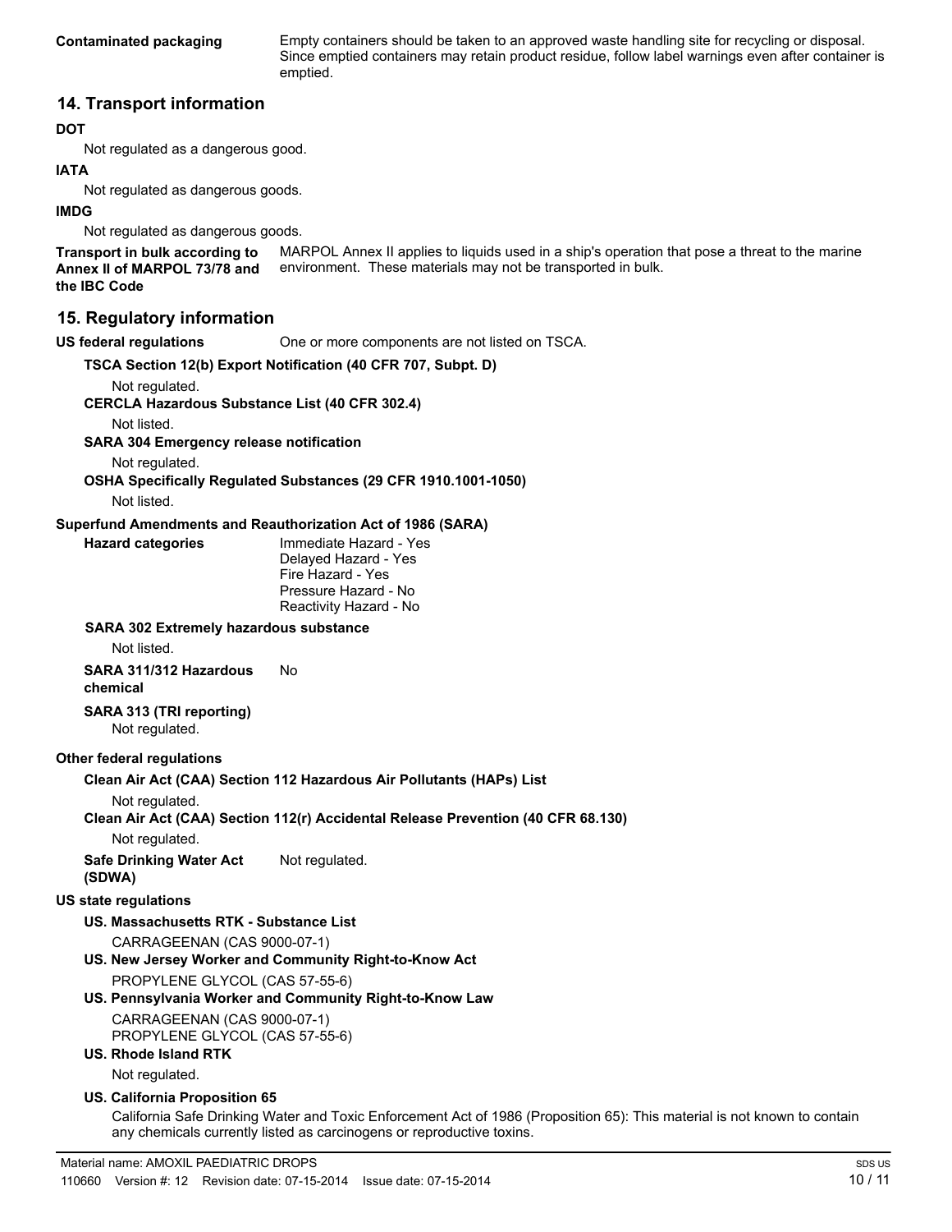**Contaminated packaging** Empty containers should be taken to an approved waste handling site for recycling or disposal. Since emptied containers may retain product residue, follow label warnings even after container is emptied.

## 14. Transport information

**DOT**

Not regulated as a dangerous good.

**IATA**

Not regulated as dangerous goods.

**IMDG**

Not regulated as dangerous goods.

**Transport in bulk according to Annex II of MARPOL 73/78 and the IBC Code** MARPOL Annex II applies to liquids used in a ship's operation that pose a threat to the marine environment. These materials may not be transported in bulk.

## 15. Regulatory information

**US federal regulations** One or more components are not listed on TSCA.

**TSCA Section 12(b) Export Notification (40 CFR 707, Subpt. D)**

Not regulated.

**CERCLA Hazardous Substance List (40 CFR 302.4)**

Not listed.

**SARA 304 Emergency release notification**

Not regulated.

**OSHA Specifically Regulated Substances (29 CFR 1910.1001-1050)**

Not listed.

**Superfund Amendments and Reauthorization Act of 1986 (SARA)**

**Hazard categories**

Immediate Hazard - Yes
Delayed Hazard - Yes
Fire Hazard - Yes
Pressure Hazard - No
Reactivity Hazard - No

**SARA 302 Extremely hazardous substance**

Not listed.

**SARA 311/312 Hazardous chemical** No

**SARA 313 (TRI reporting)**

Not regulated.

**Other federal regulations**

**Clean Air Act (CAA) Section 112 Hazardous Air Pollutants (HAPs) List**

Not regulated.

**Clean Air Act (CAA) Section 112(r) Accidental Release Prevention (40 CFR 68.130)**

Not regulated.

**Safe Drinking Water Act (SDWA)** Not regulated.

**US state regulations**

**US. Massachusetts RTK - Substance List**

CARRAGEENAN (CAS 9000-07-1)

**US. New Jersey Worker and Community Right-to-Know Act**

PROPYLENE GLYCOL (CAS 57-55-6)

**US. Pennsylvania Worker and Community Right-to-Know Law**

CARRAGEENAN (CAS 9000-07-1)
PROPYLENE GLYCOL (CAS 57-55-6)

**US. Rhode Island RTK**

Not regulated.

**US. California Proposition 65**

California Safe Drinking Water and Toxic Enforcement Act of 1986 (Proposition 65): This material is not known to contain any chemicals currently listed as carcinogens or reproductive toxins.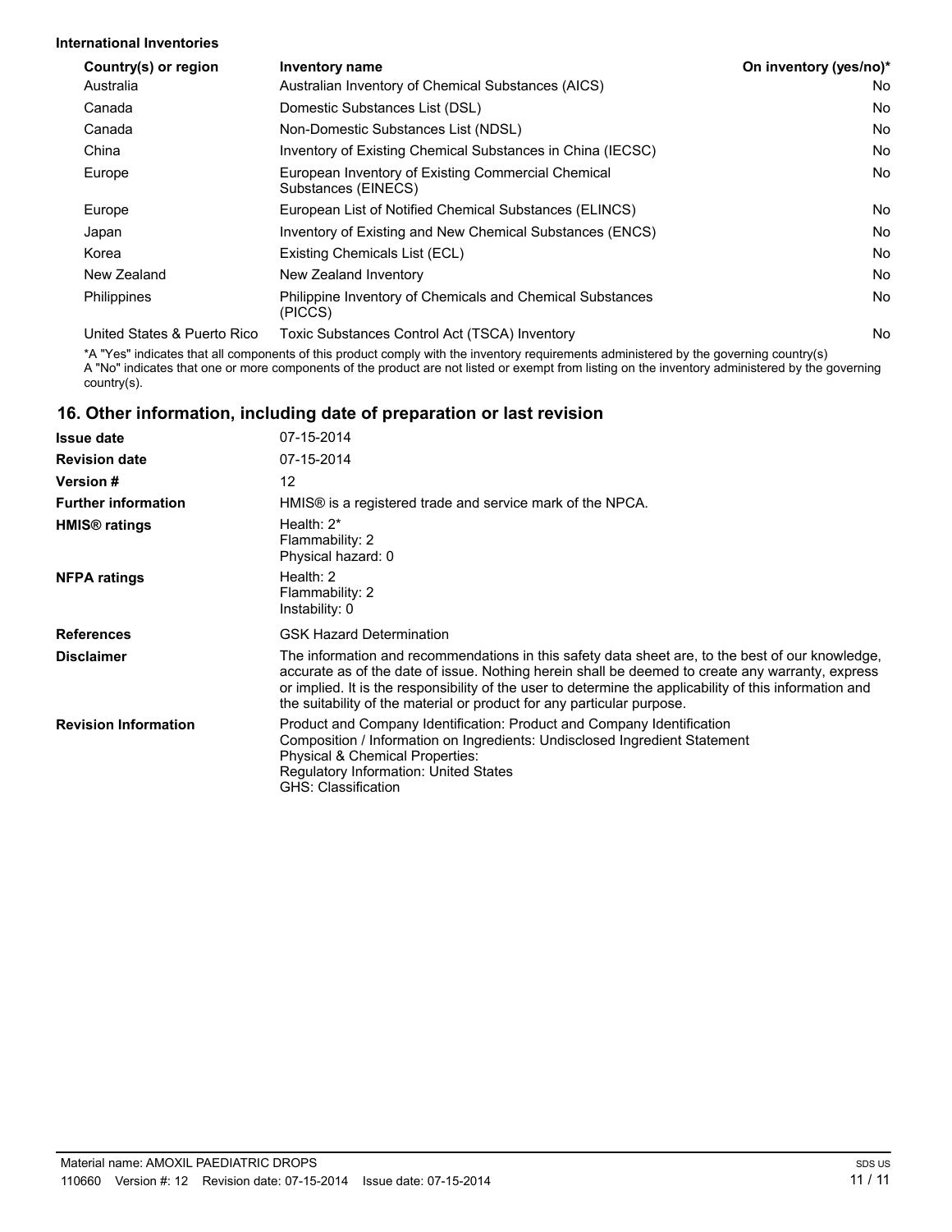**International Inventories**

| Country(s) or region | Inventory name | On inventory (yes/no)* |
| --- | --- | --- |
| Australia | Australian Inventory of Chemical Substances (AICS) | No |
| Canada | Domestic Substances List (DSL) | No |
| Canada | Non-Domestic Substances List (NDSL) | No |
| China | Inventory of Existing Chemical Substances in China (IECSC) | No |
| Europe | European Inventory of Existing Commercial Chemical Substances (EINECS) | No |
| Europe | European List of Notified Chemical Substances (ELINCS) | No |
| Japan | Inventory of Existing and New Chemical Substances (ENCS) | No |
| Korea | Existing Chemicals List (ECL) | No |
| New Zealand | New Zealand Inventory | No |
| Philippines | Philippine Inventory of Chemicals and Chemical Substances (PICCS) | No |
| United States & Puerto Rico | Toxic Substances Control Act (TSCA) Inventory | No |

*A "Yes" indicates that all components of this product comply with the inventory requirements administered by the governing country(s)
A "No" indicates that one or more components of the product are not listed or exempt from listing on the inventory administered by the governing country(s).

## 16. Other information, including date of preparation or last revision

**Issue date** 07-15-2014

**Revision date** 07-15-2014

**Version #** 12

**Further information** HMIS® is a registered trade and service mark of the NPCA.

**HMIS® ratings**
Health: 2*
Flammability: 2
Physical hazard: 0

**NFPA ratings**
Health: 2
Flammability: 2
Instability: 0

**References** GSK Hazard Determination

**Disclaimer** The information and recommendations in this safety data sheet are, to the best of our knowledge, accurate as of the date of issue. Nothing herein shall be deemed to create any warranty, express or implied. It is the responsibility of the user to determine the applicability of this information and the suitability of the material or product for any particular purpose.

**Revision Information**
Product and Company Identification: Product and Company Identification
Composition / Information on Ingredients: Undisclosed Ingredient Statement
Physical & Chemical Properties:
Regulatory Information: United States
GHS: Classification